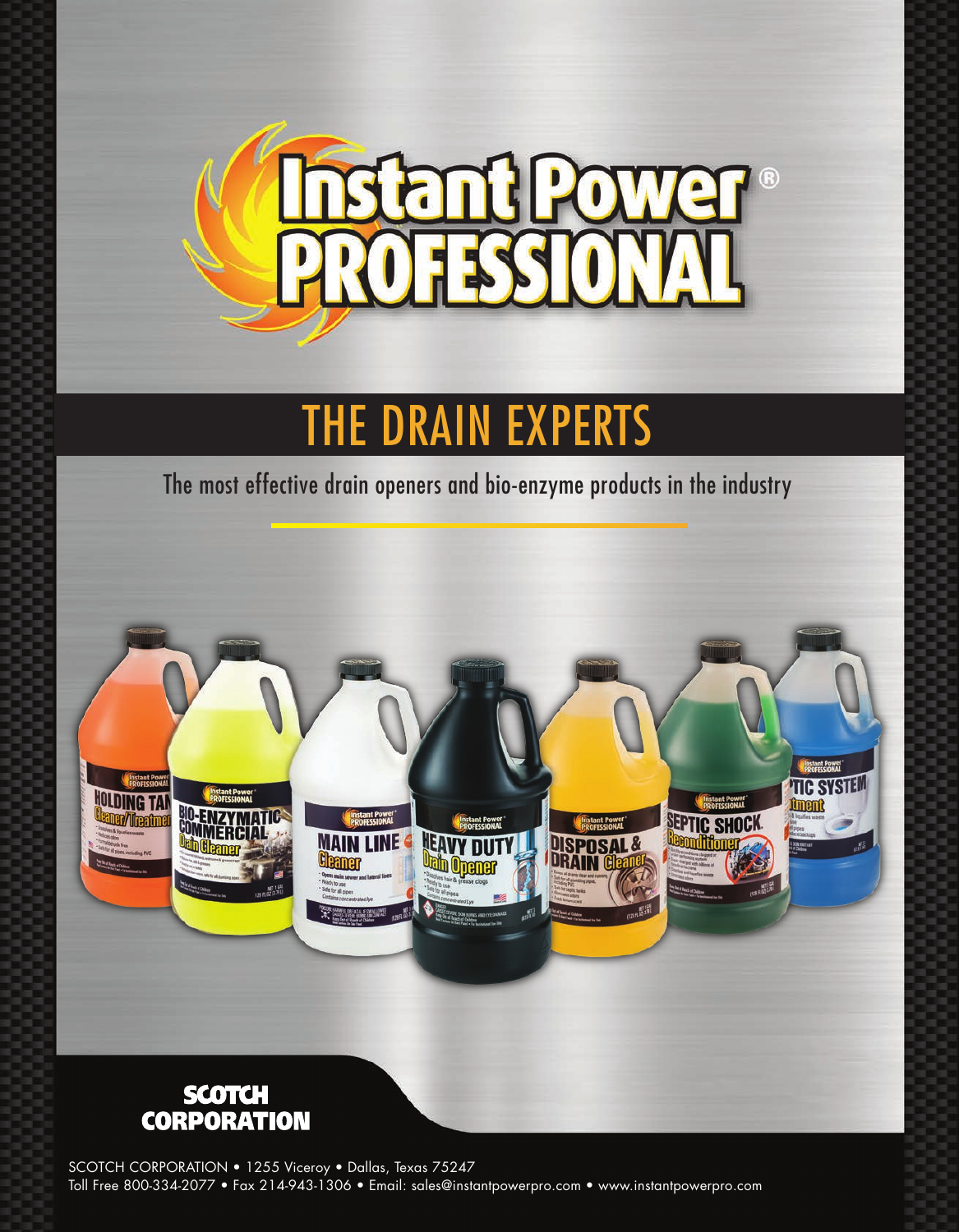# Instant Power® PROFESSIONAL

## THE DRAIN EXPERTS

The most effective drain openers and bio-enzyme products in the industry

**SCOTCH CORPORATION**

SCOTCH CORPORATION • 1255 Viceroy • Dallas, Texas 75247
Toll Free 800-334-2077 • Fax 214-943-1306 • Email: sales@instantpowerpro.com • www.instantpowerpro.com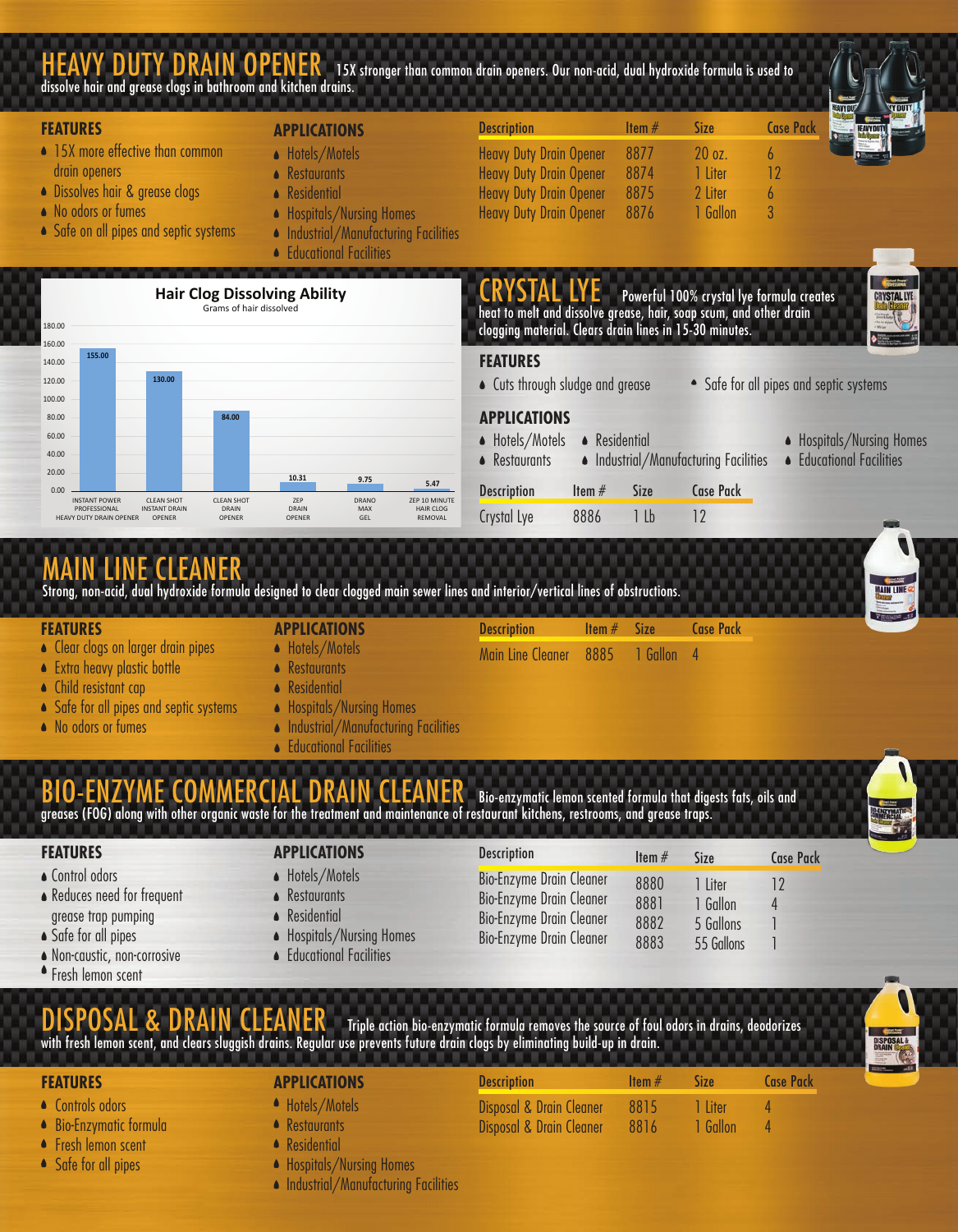## HEAVY DUTY DRAIN OPENER

15X stronger than common drain openers. Our non-acid, dual hydroxide formula is used to dissolve hair and grease clogs in bathroom and kitchen drains.

### FEATURES

- 15X more effective than common drain openers
- Dissolves hair & grease clogs
- No odors or fumes
- Safe on all pipes and septic systems

### APPLICATIONS

- Hotels/Motels
- Restaurants
- Residential
- Hospitals/Nursing Homes
- Industrial/Manufacturing Facilities
- Educational Facilities

| Description | Item # | Size | Case Pack |
|---|---|---|---|
| Heavy Duty Drain Opener | 8877 | 20 oz. | 6 |
| Heavy Duty Drain Opener | 8874 | 1 Liter | 12 |
| Heavy Duty Drain Opener | 8875 | 2 Liter | 6 |
| Heavy Duty Drain Opener | 8876 | 1 Gallon | 3 |

**Hair Clog Dissolving Ability**
Grams of hair dissolved

| Product | Grams |
|---|---|
| INSTANT POWER PROFESSIONAL HEAVY DUTY DRAIN OPENER | 155.00 |
| CLEAN SHOT INSTANT DRAIN OPENER | 130.00 |
| CLEAN SHOT DRAIN OPENER | 84.00 |
| ZEP DRAIN OPENER | 10.31 |
| DRANO MAX GEL | 9.75 |
| ZEP 10 MINUTE HAIR CLOG REMOVAL | 5.47 |

## CRYSTAL LYE

Powerful 100% crystal lye formula creates heat to melt and dissolve grease, hair, soap scum, and other drain clogging material. Clears drain lines in 15-30 minutes.

### FEATURES

- Cuts through sludge and grease
- Safe for all pipes and septic systems

### APPLICATIONS

- Hotels/Motels
- Restaurants
- Residential
- Industrial/Manufacturing Facilities
- Hospitals/Nursing Homes
- Educational Facilities

| Description | Item # | Size | Case Pack |
|---|---|---|---|
| Crystal Lye | 8886 | 1 Lb | 12 |

## MAIN LINE CLEANER

Strong, non-acid, dual hydroxide formula designed to clear clogged main sewer lines and interior/vertical lines of obstructions.

### FEATURES

- Clear clogs on larger drain pipes
- Extra heavy plastic bottle
- Child resistant cap
- Safe for all pipes and septic systems
- No odors or fumes

### APPLICATIONS

- Hotels/Motels
- Restaurants
- Residential
- Hospitals/Nursing Homes
- Industrial/Manufacturing Facilities
- Educational Facilities

| Description | Item # | Size | Case Pack |
|---|---|---|---|
| Main Line Cleaner | 8885 | 1 Gallon | 4 |

## BIO-ENZYME COMMERCIAL DRAIN CLEANER

Bio-enzymatic lemon scented formula that digests fats, oils and greases (FOG) along with other organic waste for the treatment and maintenance of restaurant kitchens, restrooms, and grease traps.

### FEATURES

- Control odors
- Reduces need for frequent grease trap pumping
- Safe for all pipes
- Non-caustic, non-corrosive
- Fresh lemon scent

### APPLICATIONS

- Hotels/Motels
- Restaurants
- Residential
- Hospitals/Nursing Homes
- Educational Facilities

| Description | Item # | Size | Case Pack |
|---|---|---|---|
| Bio-Enzyme Drain Cleaner | 8880 | 1 Liter | 12 |
| Bio-Enzyme Drain Cleaner | 8881 | 1 Gallon | 4 |
| Bio-Enzyme Drain Cleaner | 8882 | 5 Gallons | 1 |
| Bio-Enzyme Drain Cleaner | 8883 | 55 Gallons | 1 |

## DISPOSAL & DRAIN CLEANER

Triple action bio-enzymatic formula removes the source of foul odors in drains, deodorizes with fresh lemon scent, and clears sluggish drains. Regular use prevents future drain clogs by eliminating build-up in drain.

### FEATURES

- Controls odors
- Bio-Enzymatic formula
- Fresh lemon scent
- Safe for all pipes

### APPLICATIONS

- Hotels/Motels
- Restaurants
- Residential
- Hospitals/Nursing Homes
- Industrial/Manufacturing Facilities

| Description | Item # | Size | Case Pack |
|---|---|---|---|
| Disposal & Drain Cleaner | 8815 | 1 Liter | 4 |
| Disposal & Drain Cleaner | 8816 | 1 Gallon | 4 |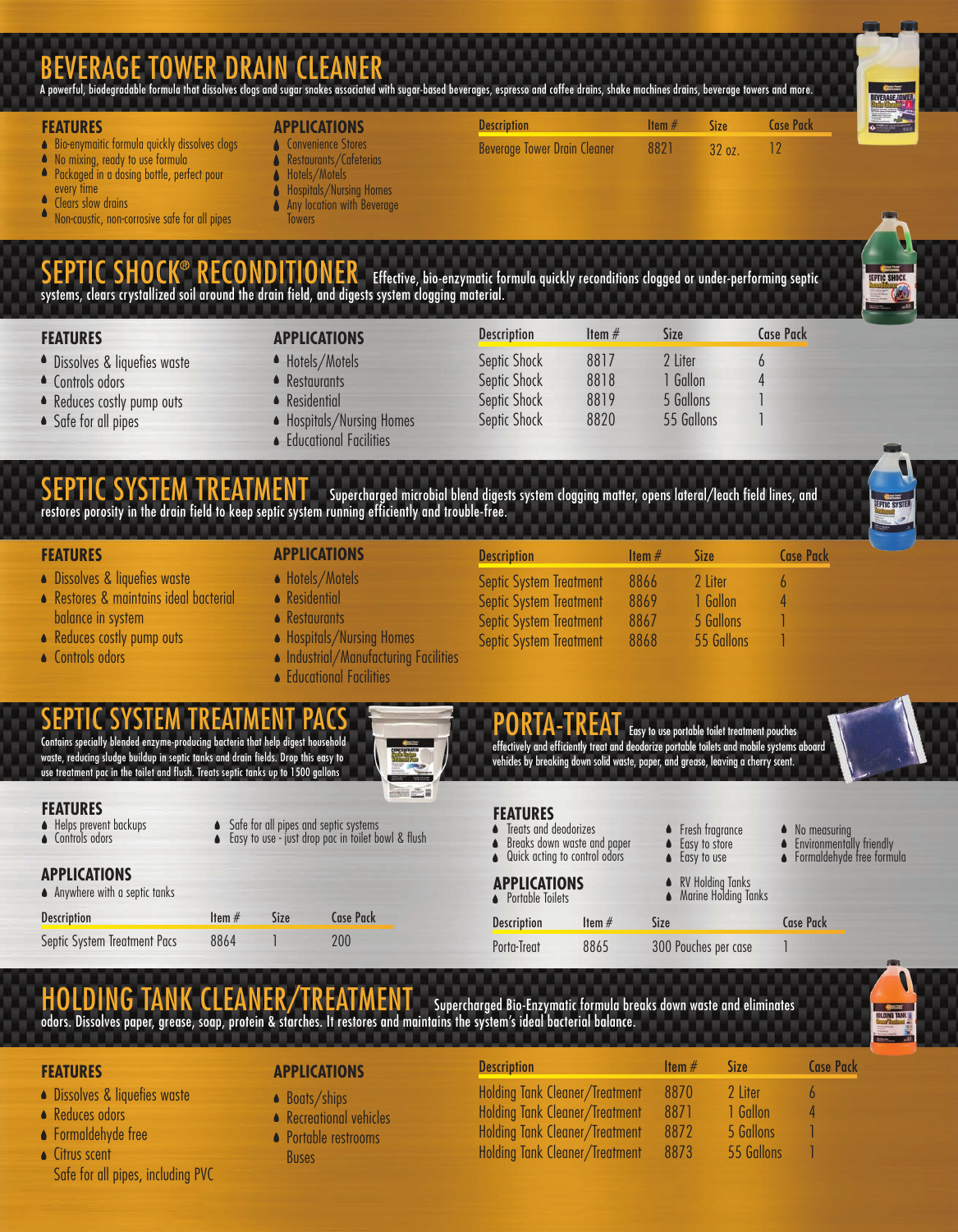## BEVERAGE TOWER DRAIN CLEANER

A powerful, biodegradable formula that dissolves clogs and sugar snakes associated with sugar-based beverages, espresso and coffee drains, shake machines drains, beverage towers and more.

### FEATURES

- Bio-enymaitic formula quickly dissolves clogs
- No mixing, ready to use formula
- Packaged in a dosing bottle, perfect pour every time
- Clears slow drains
- Non-caustic, non-corrosive safe for all pipes

### APPLICATIONS

- Convenience Stores
- Restaurants/Cafeterias
- Hotels/Motels
- Hospitals/Nursing Homes
- Any location with Beverage Towers

| Description | Item # | Size | Case Pack |
|---|---|---|---|
| Beverage Tower Drain Cleaner | 8821 | 32 oz. | 12 |

## SEPTIC SHOCK® RECONDITIONER

Effective, bio-enzymatic formula quickly reconditions clogged or under-performing septic systems, clears crystallized soil around the drain field, and digests system clogging material.

### FEATURES

- Dissolves & liquefies waste
- Controls odors
- Reduces costly pump outs
- Safe for all pipes

### APPLICATIONS

- Hotels/Motels
- Restaurants
- Residential
- Hospitals/Nursing Homes
- Educational Facilities

| Description | Item # | Size | Case Pack |
|---|---|---|---|
| Septic Shock | 8817 | 2 Liter | 6 |
| Septic Shock | 8818 | 1 Gallon | 4 |
| Septic Shock | 8819 | 5 Gallons | 1 |
| Septic Shock | 8820 | 55 Gallons | 1 |

## SEPTIC SYSTEM TREATMENT

Supercharged microbial blend digests system clogging matter, opens lateral/leach field lines, and restores porosity in the drain field to keep septic system running efficiently and trouble-free.

### FEATURES

- Dissolves & liquefies waste
- Restores & maintains ideal bacterial balance in system
- Reduces costly pump outs
- Controls odors

### APPLICATIONS

- Hotels/Motels
- Residential
- Restaurants
- Hospitals/Nursing Homes
- Industrial/Manufacturing Facilities
- Educational Facilities

| Description | Item # | Size | Case Pack |
|---|---|---|---|
| Septic System Treatment | 8866 | 2 Liter | 6 |
| Septic System Treatment | 8869 | 1 Gallon | 4 |
| Septic System Treatment | 8867 | 5 Gallons | 1 |
| Septic System Treatment | 8868 | 55 Gallons | 1 |

## SEPTIC SYSTEM TREATMENT PACS

Contains specially blended enzyme-producing bacteria that help digest household waste, reducing sludge buildup in septic tanks and drain fields. Drop this easy to use treatment pac in the toilet and flush. Treats septic tanks up to 1500 gallons

### FEATURES

- Helps prevent backups
- Controls odors
- Safe for all pipes and septic systems
- Easy to use - just drop pac in toilet bowl & flush

### APPLICATIONS

- Anywhere with a septic tanks

| Description | Item # | Size | Case Pack |
|---|---|---|---|
| Septic System Treatment Pacs | 8864 | 1 | 200 |

## PORTA-TREAT

Easy to use portable toilet treatment pouches effectively and efficiently treat and deodorize portable toilets and mobile systems aboard vehicles by breaking down solid waste, paper, and grease, leaving a cherry scent.

### FEATURES

- Treats and deodorizes
- Breaks down waste and paper
- Quick acting to control odors
- Fresh fragrance
- Easy to store
- Easy to use
- No measuring
- Environmentally friendly
- Formaldehyde free formula

### APPLICATIONS

- Portable Toilets
- RV Holding Tanks
- Marine Holding Tanks

| Description | Item # | Size | Case Pack |
|---|---|---|---|
| Porta-Treat | 8865 | 300 Pouches per case | 1 |

## HOLDING TANK CLEANER/TREATMENT

Supercharged Bio-Enzymatic formula breaks down waste and eliminates odors. Dissolves paper, grease, soap, protein & starches. It restores and maintains the system's ideal bacterial balance.

### FEATURES

- Dissolves & liquefies waste
- Reduces odors
- Formaldehyde free
- Citrus scent

Safe for all pipes, including PVC

### APPLICATIONS

- Boats/ships
- Recreational vehicles
- Portable restrooms

Buses

| Description | Item # | Size | Case Pack |
|---|---|---|---|
| Holding Tank Cleaner/Treatment | 8870 | 2 Liter | 6 |
| Holding Tank Cleaner/Treatment | 8871 | 1 Gallon | 4 |
| Holding Tank Cleaner/Treatment | 8872 | 5 Gallons | 1 |
| Holding Tank Cleaner/Treatment | 8873 | 55 Gallons | 1 |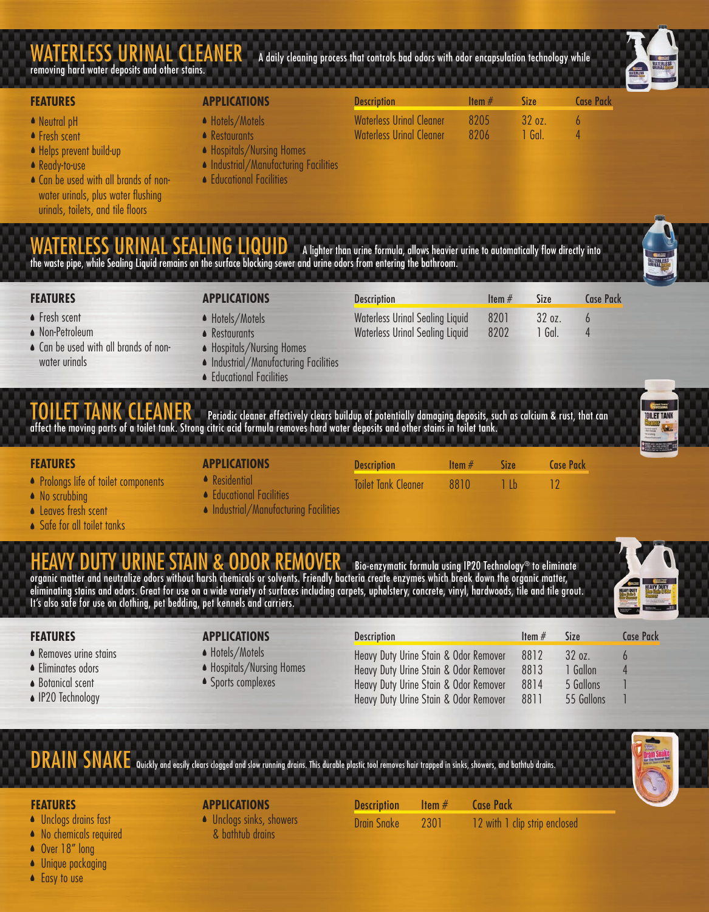## WATERLESS URINAL CLEANER

A daily cleaning process that controls bad odors with odor encapsulation technology while removing hard water deposits and other stains.

### FEATURES

- Neutral pH
- Fresh scent
- Helps prevent build-up
- Ready-to-use
- Can be used with all brands of non-water urinals, plus water flushing urinals, toilets, and tile floors

### APPLICATIONS

- Hotels/Motels
- Restaurants
- Hospitals/Nursing Homes
- Industrial/Manufacturing Facilities
- Educational Facilities

| Description | Item # | Size | Case Pack |
|---|---|---|---|
| Waterless Urinal Cleaner | 8205 | 32 oz. | 6 |
| Waterless Urinal Cleaner | 8206 | 1 Gal. | 4 |

## WATERLESS URINAL SEALING LIQUID

A lighter than urine formula, allows heavier urine to automatically flow directly into the waste pipe, while Sealing Liquid remains on the surface blocking sewer and urine odors from entering the bathroom.

### FEATURES

- Fresh scent
- Non-Petroleum
- Can be used with all brands of non-water urinals

### APPLICATIONS

- Hotels/Motels
- Restaurants
- Hospitals/Nursing Homes
- Industrial/Manufacturing Facilities
- Educational Facilities

| Description | Item # | Size | Case Pack |
|---|---|---|---|
| Waterless Urinal Sealing Liquid | 8201 | 32 oz. | 6 |
| Waterless Urinal Sealing Liquid | 8202 | 1 Gal. | 4 |

## TOILET TANK CLEANER

Periodic cleaner effectively clears buildup of potentially damaging deposits, such as calcium & rust, that can affect the moving parts of a toilet tank. Strong citric acid formula removes hard water deposits and other stains in toilet tank.

### FEATURES

- Prolongs life of toilet components
- No scrubbing
- Leaves fresh scent
- Safe for all toilet tanks

### APPLICATIONS

- Residential
- Educational Facilities
- Industrial/Manufacturing Facilities

| Description | Item # | Size | Case Pack |
|---|---|---|---|
| Toilet Tank Cleaner | 8810 | 1 Lb | 12 |

## HEAVY DUTY URINE STAIN & ODOR REMOVER

Bio-enzymatic formula using IP20 Technology® to eliminate organic matter and neutralize odors without harsh chemicals or solvents. Friendly bacteria create enzymes which break down the organic matter, eliminating stains and odors. Great for use on a wide variety of surfaces including carpets, upholstery, concrete, vinyl, hardwoods, tile and tile grout. It's also safe for use on clothing, pet bedding, pet kennels and carriers.

### FEATURES

- Removes urine stains
- Eliminates odors
- Botanical scent
- IP20 Technology

### APPLICATIONS

- Hotels/Motels
- Hospitals/Nursing Homes
- Sports complexes

| Description | Item # | Size | Case Pack |
|---|---|---|---|
| Heavy Duty Urine Stain & Odor Remover | 8812 | 32 oz. | 6 |
| Heavy Duty Urine Stain & Odor Remover | 8813 | 1 Gallon | 4 |
| Heavy Duty Urine Stain & Odor Remover | 8814 | 5 Gallons | 1 |
| Heavy Duty Urine Stain & Odor Remover | 8811 | 55 Gallons | 1 |

## DRAIN SNAKE

Quickly and easily clears clogged and slow running drains. This durable plastic tool removes hair trapped in sinks, showers, and bathtub drains.

### FEATURES

- Unclogs drains fast
- No chemicals required
- Over 18" long
- Unique packaging
- Easy to use

### APPLICATIONS

- Unclogs sinks, showers & bathtub drains

| Description | Item # | Case Pack |
|---|---|---|
| Drain Snake | 2301 | 12 with 1 clip strip enclosed |